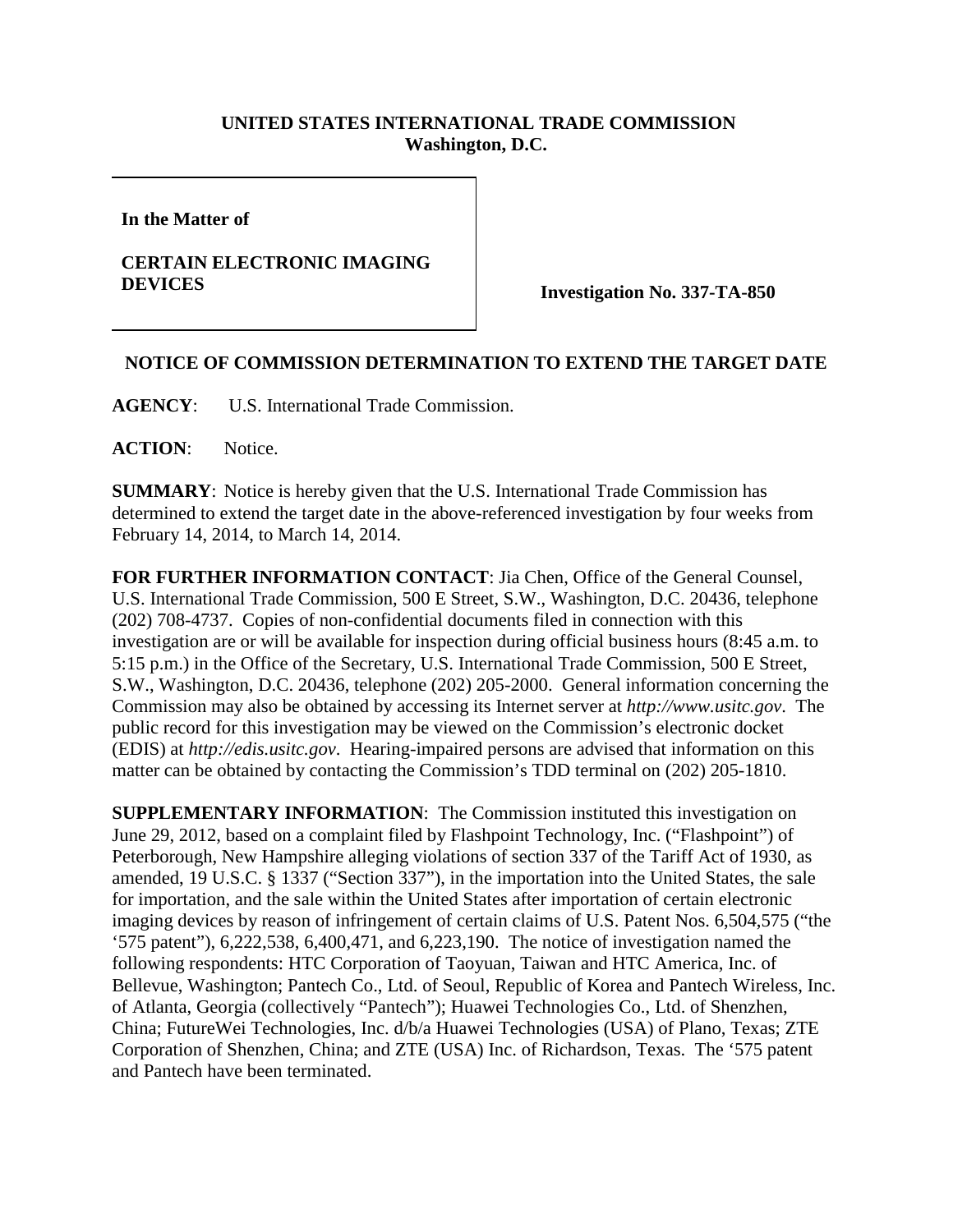**UNITED STATES INTERNATIONAL TRADE COMMISSION**
**Washington, D.C.**

**In the Matter of**

**CERTAIN ELECTRONIC IMAGING DEVICES**

**Investigation No. 337-TA-850**

## NOTICE OF COMMISSION DETERMINATION TO EXTEND THE TARGET DATE

**AGENCY**: U.S. International Trade Commission.

**ACTION**: Notice.

**SUMMARY**: Notice is hereby given that the U.S. International Trade Commission has determined to extend the target date in the above-referenced investigation by four weeks from February 14, 2014, to March 14, 2014.

**FOR FURTHER INFORMATION CONTACT**: Jia Chen, Office of the General Counsel, U.S. International Trade Commission, 500 E Street, S.W., Washington, D.C. 20436, telephone (202) 708-4737. Copies of non-confidential documents filed in connection with this investigation are or will be available for inspection during official business hours (8:45 a.m. to 5:15 p.m.) in the Office of the Secretary, U.S. International Trade Commission, 500 E Street, S.W., Washington, D.C. 20436, telephone (202) 205-2000. General information concerning the Commission may also be obtained by accessing its Internet server at *http://www.usitc.gov*. The public record for this investigation may be viewed on the Commission's electronic docket (EDIS) at *http://edis.usitc.gov*. Hearing-impaired persons are advised that information on this matter can be obtained by contacting the Commission's TDD terminal on (202) 205-1810.

**SUPPLEMENTARY INFORMATION**: The Commission instituted this investigation on June 29, 2012, based on a complaint filed by Flashpoint Technology, Inc. ("Flashpoint") of Peterborough, New Hampshire alleging violations of section 337 of the Tariff Act of 1930, as amended, 19 U.S.C. § 1337 ("Section 337"), in the importation into the United States, the sale for importation, and the sale within the United States after importation of certain electronic imaging devices by reason of infringement of certain claims of U.S. Patent Nos. 6,504,575 ("the '575 patent"), 6,222,538, 6,400,471, and 6,223,190. The notice of investigation named the following respondents: HTC Corporation of Taoyuan, Taiwan and HTC America, Inc. of Bellevue, Washington; Pantech Co., Ltd. of Seoul, Republic of Korea and Pantech Wireless, Inc. of Atlanta, Georgia (collectively "Pantech"); Huawei Technologies Co., Ltd. of Shenzhen, China; FutureWei Technologies, Inc. d/b/a Huawei Technologies (USA) of Plano, Texas; ZTE Corporation of Shenzhen, China; and ZTE (USA) Inc. of Richardson, Texas. The '575 patent and Pantech have been terminated.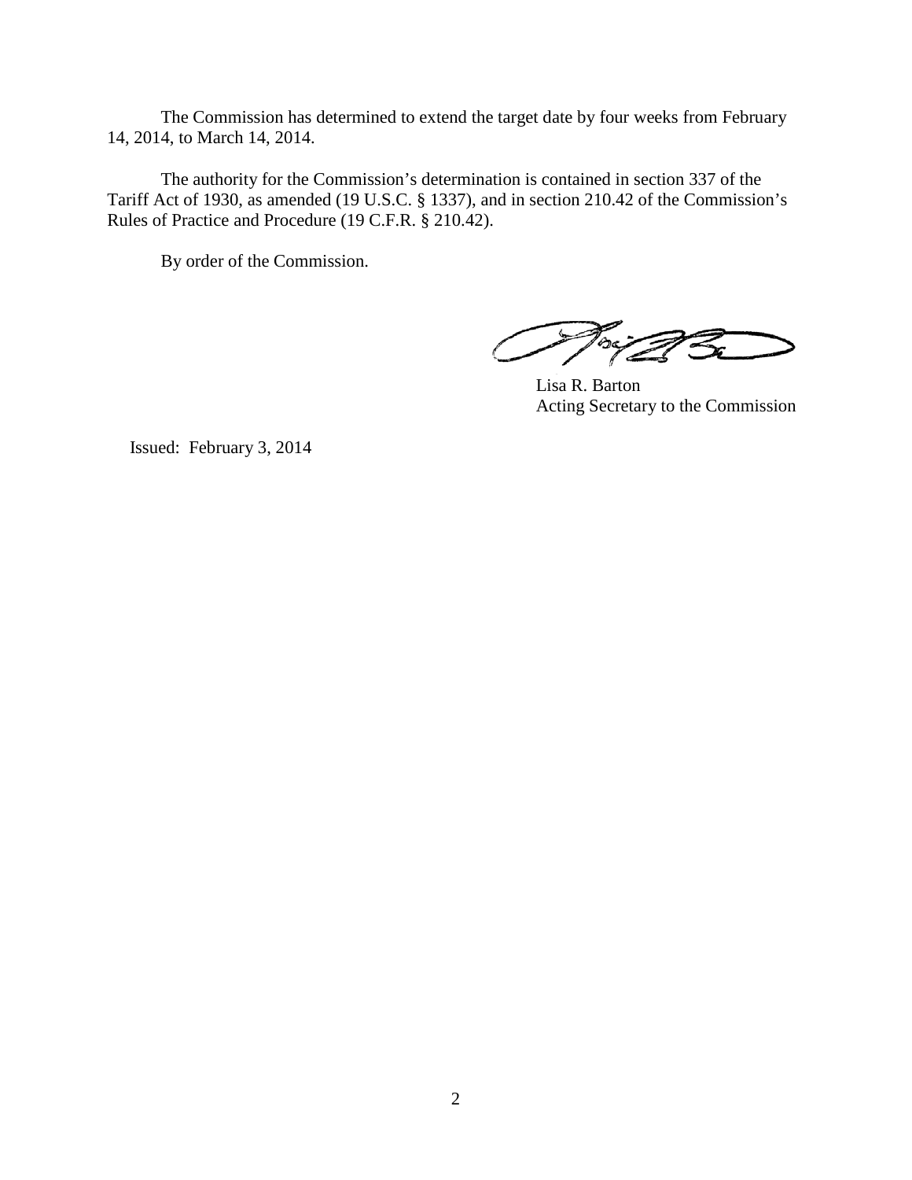The Commission has determined to extend the target date by four weeks from February 14, 2014, to March 14, 2014.

The authority for the Commission's determination is contained in section 337 of the Tariff Act of 1930, as amended (19 U.S.C. § 1337), and in section 210.42 of the Commission's Rules of Practice and Procedure (19 C.F.R. § 210.42).

By order of the Commission.

Lisa R. Barton
Acting Secretary to the Commission

Issued: February 3, 2014